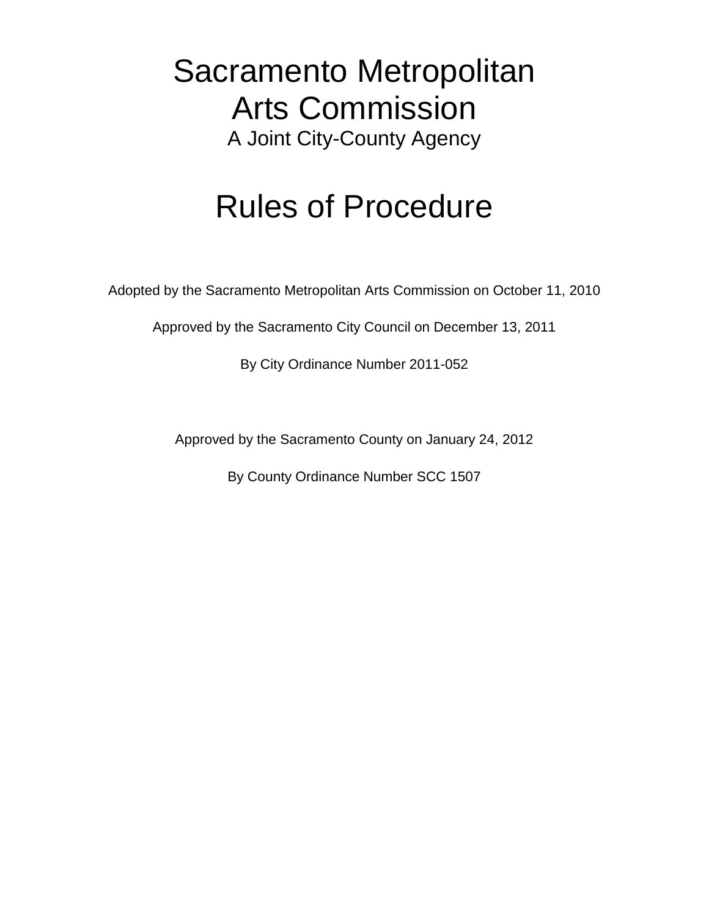# Sacramento Metropolitan Arts Commission

A Joint City-County Agency

# Rules of Procedure

Adopted by the Sacramento Metropolitan Arts Commission on October 11, 2010

Approved by the Sacramento City Council on December 13, 2011

By City Ordinance Number 2011-052

Approved by the Sacramento County on January 24, 2012

By County Ordinance Number SCC 1507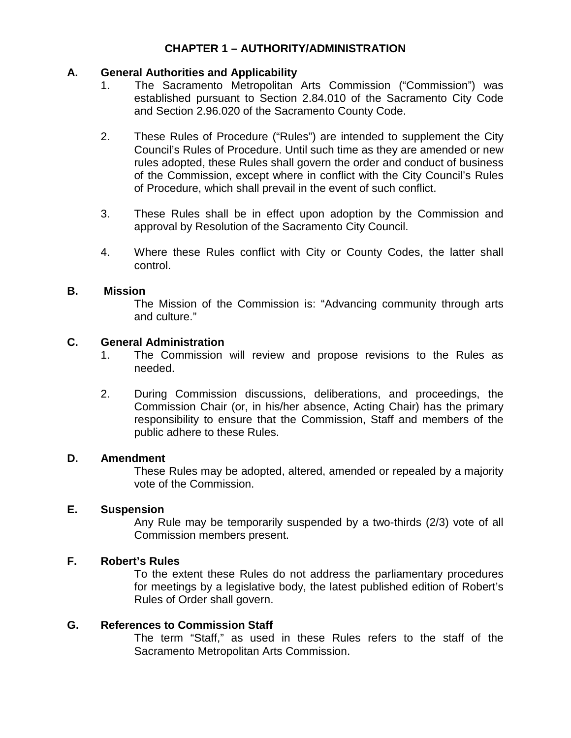# CHAPTER 1 – AUTHORITY/ADMINISTRATION

## A. General Authorities and Applicability

1. The Sacramento Metropolitan Arts Commission ("Commission") was established pursuant to Section 2.84.010 of the Sacramento City Code and Section 2.96.020 of the Sacramento County Code.

2. These Rules of Procedure ("Rules") are intended to supplement the City Council's Rules of Procedure. Until such time as they are amended or new rules adopted, these Rules shall govern the order and conduct of business of the Commission, except where in conflict with the City Council's Rules of Procedure, which shall prevail in the event of such conflict.

3. These Rules shall be in effect upon adoption by the Commission and approval by Resolution of the Sacramento City Council.

4. Where these Rules conflict with City or County Codes, the latter shall control.

## B. Mission

The Mission of the Commission is: "Advancing community through arts and culture."

## C. General Administration

1. The Commission will review and propose revisions to the Rules as needed.

2. During Commission discussions, deliberations, and proceedings, the Commission Chair (or, in his/her absence, Acting Chair) has the primary responsibility to ensure that the Commission, Staff and members of the public adhere to these Rules.

## D. Amendment

These Rules may be adopted, altered, amended or repealed by a majority vote of the Commission.

## E. Suspension

Any Rule may be temporarily suspended by a two-thirds (2/3) vote of all Commission members present.

## F. Robert's Rules

To the extent these Rules do not address the parliamentary procedures for meetings by a legislative body, the latest published edition of Robert's Rules of Order shall govern.

## G. References to Commission Staff

The term "Staff," as used in these Rules refers to the staff of the Sacramento Metropolitan Arts Commission.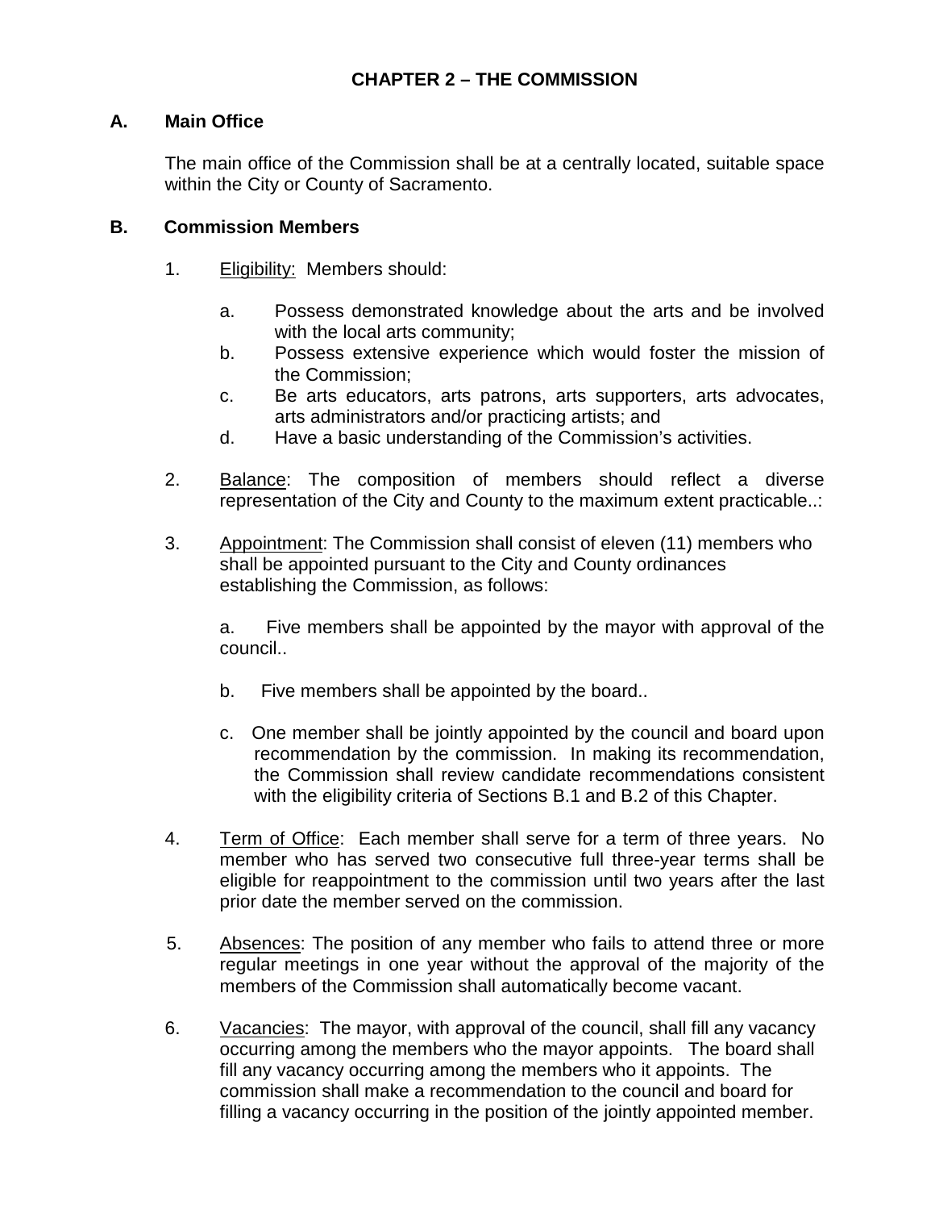# CHAPTER 2 – THE COMMISSION

## A. Main Office

The main office of the Commission shall be at a centrally located, suitable space within the City or County of Sacramento.

## B. Commission Members

1. Eligibility: Members should:

   a. Possess demonstrated knowledge about the arts and be involved with the local arts community;
   
   b. Possess extensive experience which would foster the mission of the Commission;
   
   c. Be arts educators, arts patrons, arts supporters, arts advocates, arts administrators and/or practicing artists; and
   
   d. Have a basic understanding of the Commission's activities.

2. Balance: The composition of members should reflect a diverse representation of the City and County to the maximum extent practicable..:

3. Appointment: The Commission shall consist of eleven (11) members who shall be appointed pursuant to the City and County ordinances establishing the Commission, as follows:

   a. Five members shall be appointed by the mayor with approval of the council..
   
   b. Five members shall be appointed by the board..
   
   c. One member shall be jointly appointed by the council and board upon recommendation by the commission. In making its recommendation, the Commission shall review candidate recommendations consistent with the eligibility criteria of Sections B.1 and B.2 of this Chapter.

4. Term of Office: Each member shall serve for a term of three years. No member who has served two consecutive full three-year terms shall be eligible for reappointment to the commission until two years after the last prior date the member served on the commission.

5. Absences: The position of any member who fails to attend three or more regular meetings in one year without the approval of the majority of the members of the Commission shall automatically become vacant.

6. Vacancies: The mayor, with approval of the council, shall fill any vacancy occurring among the members who the mayor appoints. The board shall fill any vacancy occurring among the members who it appoints. The commission shall make a recommendation to the council and board for filling a vacancy occurring in the position of the jointly appointed member.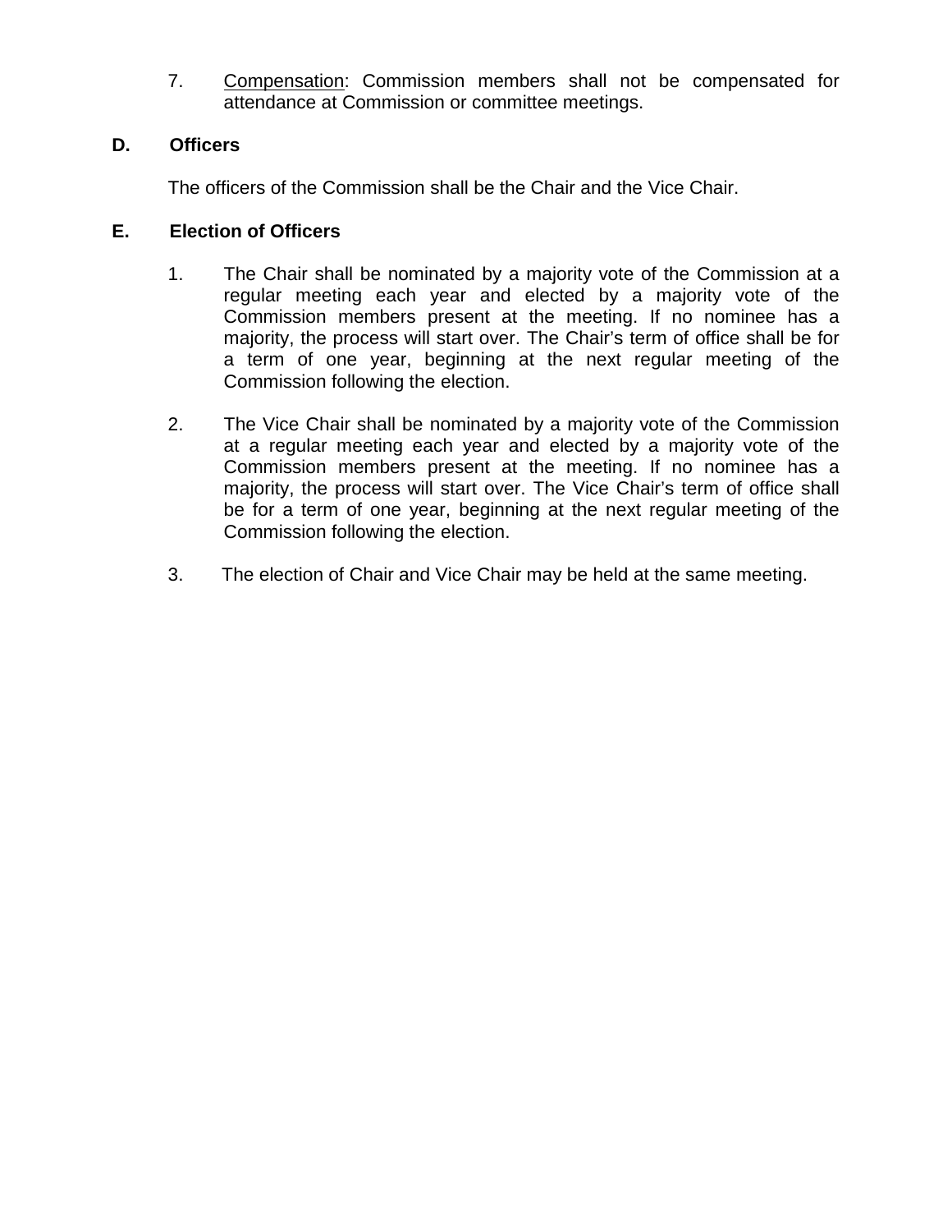7. Compensation: Commission members shall not be compensated for attendance at Commission or committee meetings.

### D. Officers

The officers of the Commission shall be the Chair and the Vice Chair.

### E. Election of Officers

1. The Chair shall be nominated by a majority vote of the Commission at a regular meeting each year and elected by a majority vote of the Commission members present at the meeting. If no nominee has a majority, the process will start over. The Chair's term of office shall be for a term of one year, beginning at the next regular meeting of the Commission following the election.

2. The Vice Chair shall be nominated by a majority vote of the Commission at a regular meeting each year and elected by a majority vote of the Commission members present at the meeting. If no nominee has a majority, the process will start over. The Vice Chair's term of office shall be for a term of one year, beginning at the next regular meeting of the Commission following the election.

3. The election of Chair and Vice Chair may be held at the same meeting.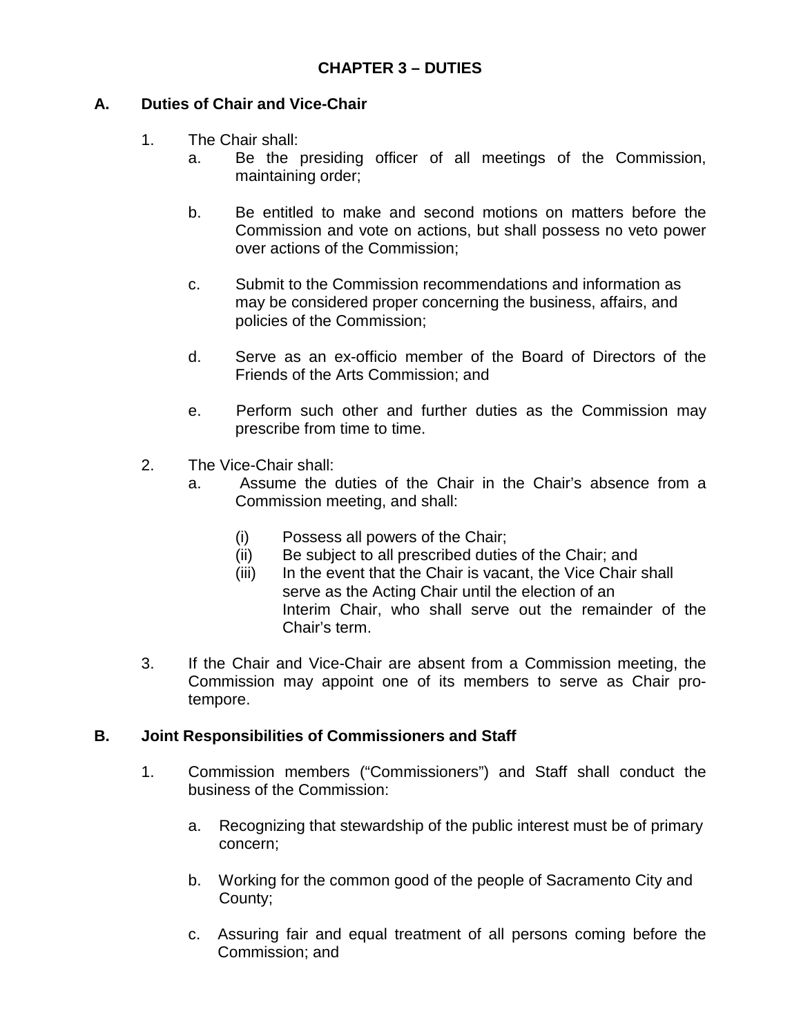# CHAPTER 3 – DUTIES

## A. Duties of Chair and Vice-Chair

1. The Chair shall:
   a. Be the presiding officer of all meetings of the Commission, maintaining order;

   b. Be entitled to make and second motions on matters before the Commission and vote on actions, but shall possess no veto power over actions of the Commission;

   c. Submit to the Commission recommendations and information as may be considered proper concerning the business, affairs, and policies of the Commission;

   d. Serve as an ex-officio member of the Board of Directors of the Friends of the Arts Commission; and

   e. Perform such other and further duties as the Commission may prescribe from time to time.

2. The Vice-Chair shall:
   a. Assume the duties of the Chair in the Chair's absence from a Commission meeting, and shall:

      (i) Possess all powers of the Chair;
      (ii) Be subject to all prescribed duties of the Chair; and
      (iii) In the event that the Chair is vacant, the Vice Chair shall serve as the Acting Chair until the election of an Interim Chair, who shall serve out the remainder of the Chair's term.

3. If the Chair and Vice-Chair are absent from a Commission meeting, the Commission may appoint one of its members to serve as Chair pro-tempore.

## B. Joint Responsibilities of Commissioners and Staff

1. Commission members ("Commissioners") and Staff shall conduct the business of the Commission:

   a. Recognizing that stewardship of the public interest must be of primary concern;

   b. Working for the common good of the people of Sacramento City and County;

   c. Assuring fair and equal treatment of all persons coming before the Commission; and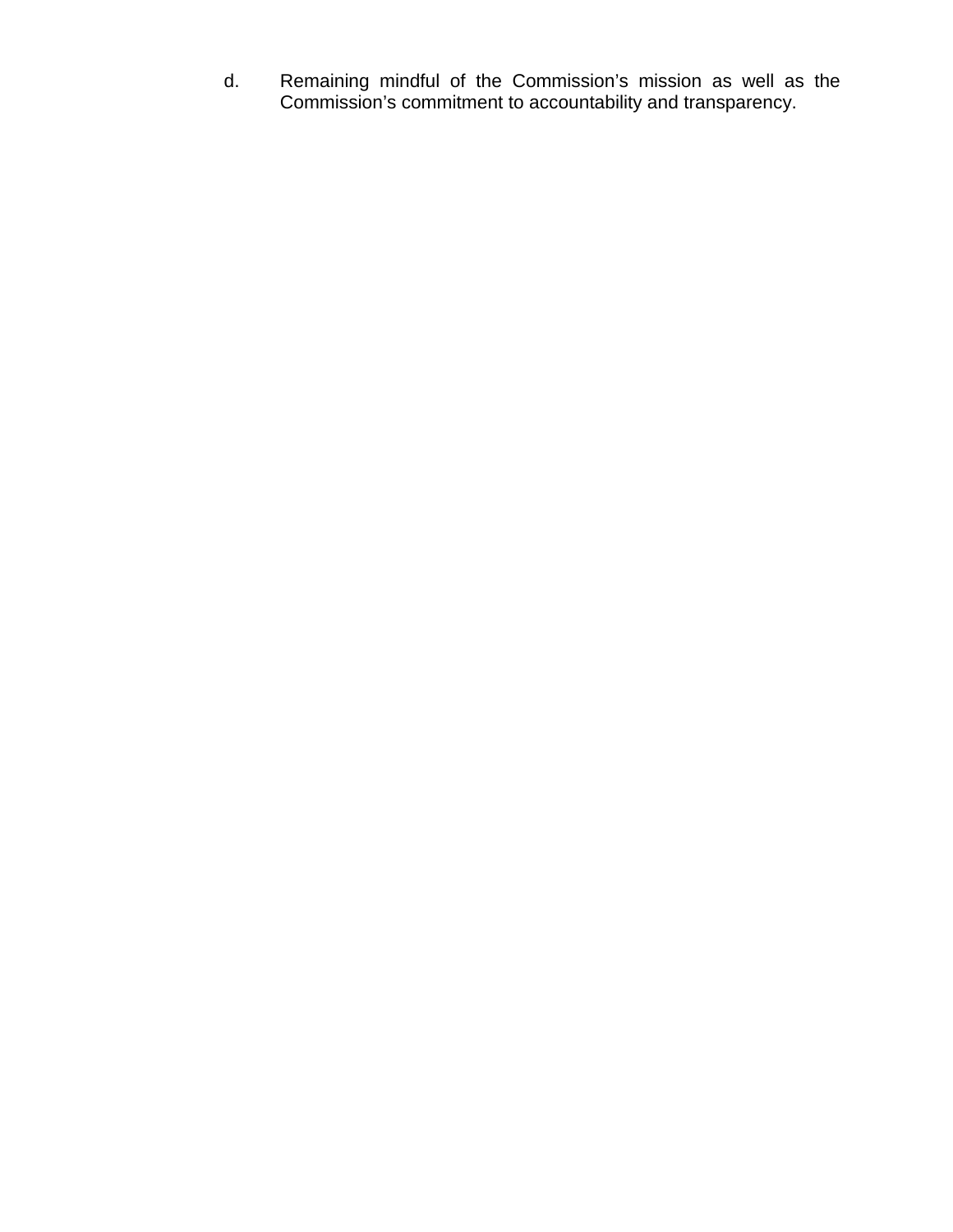d. Remaining mindful of the Commission's mission as well as the Commission's commitment to accountability and transparency.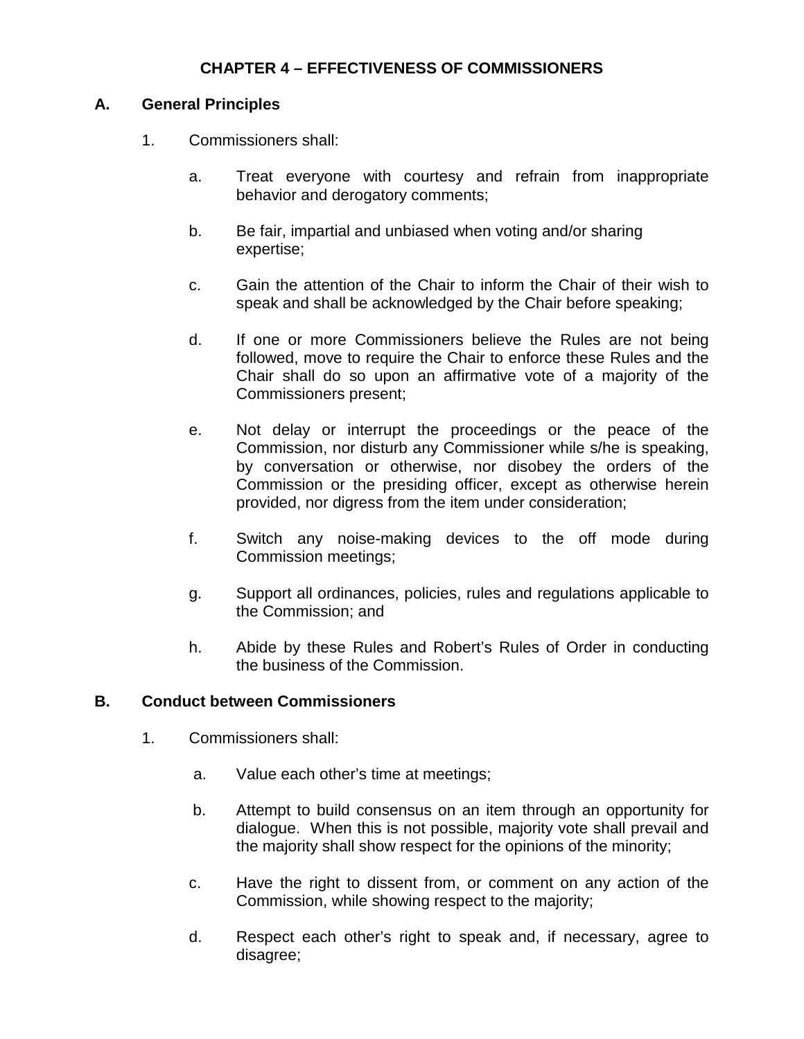# CHAPTER 4 – EFFECTIVENESS OF COMMISSIONERS

## A. General Principles

1. Commissioners shall:

   a. Treat everyone with courtesy and refrain from inappropriate behavior and derogatory comments;

   b. Be fair, impartial and unbiased when voting and/or sharing expertise;

   c. Gain the attention of the Chair to inform the Chair of their wish to speak and shall be acknowledged by the Chair before speaking;

   d. If one or more Commissioners believe the Rules are not being followed, move to require the Chair to enforce these Rules and the Chair shall do so upon an affirmative vote of a majority of the Commissioners present;

   e. Not delay or interrupt the proceedings or the peace of the Commission, nor disturb any Commissioner while s/he is speaking, by conversation or otherwise, nor disobey the orders of the Commission or the presiding officer, except as otherwise herein provided, nor digress from the item under consideration;

   f. Switch any noise-making devices to the off mode during Commission meetings;

   g. Support all ordinances, policies, rules and regulations applicable to the Commission; and

   h. Abide by these Rules and Robert's Rules of Order in conducting the business of the Commission.

## B. Conduct between Commissioners

1. Commissioners shall:

   a. Value each other's time at meetings;

   b. Attempt to build consensus on an item through an opportunity for dialogue. When this is not possible, majority vote shall prevail and the majority shall show respect for the opinions of the minority;

   c. Have the right to dissent from, or comment on any action of the Commission, while showing respect to the majority;

   d. Respect each other's right to speak and, if necessary, agree to disagree;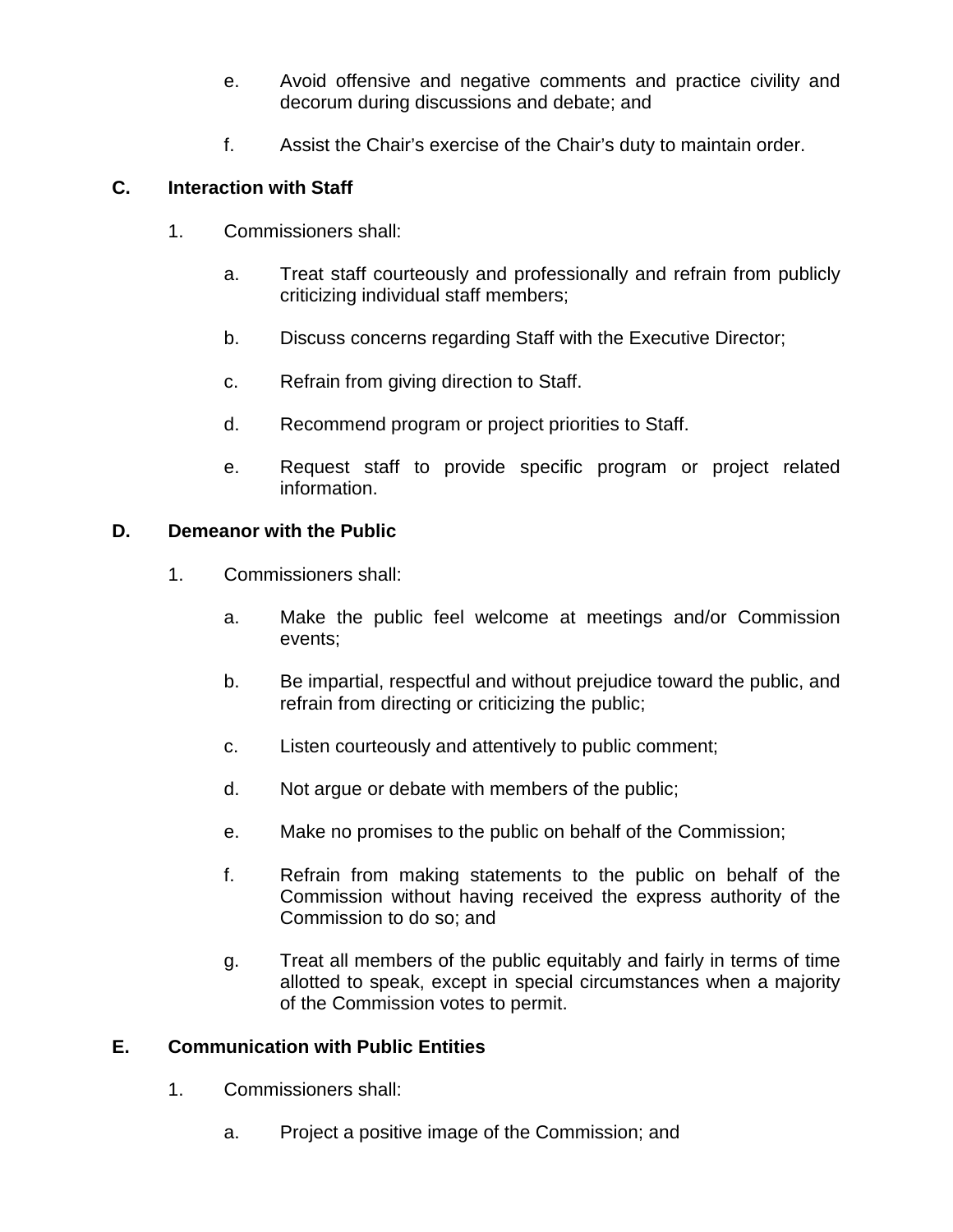e. Avoid offensive and negative comments and practice civility and decorum during discussions and debate; and

f. Assist the Chair's exercise of the Chair's duty to maintain order.

**C. Interaction with Staff**

1. Commissioners shall:

   a. Treat staff courteously and professionally and refrain from publicly criticizing individual staff members;

   b. Discuss concerns regarding Staff with the Executive Director;

   c. Refrain from giving direction to Staff.

   d. Recommend program or project priorities to Staff.

   e. Request staff to provide specific program or project related information.

**D. Demeanor with the Public**

1. Commissioners shall:

   a. Make the public feel welcome at meetings and/or Commission events;

   b. Be impartial, respectful and without prejudice toward the public, and refrain from directing or criticizing the public;

   c. Listen courteously and attentively to public comment;

   d. Not argue or debate with members of the public;

   e. Make no promises to the public on behalf of the Commission;

   f. Refrain from making statements to the public on behalf of the Commission without having received the express authority of the Commission to do so; and

   g. Treat all members of the public equitably and fairly in terms of time allotted to speak, except in special circumstances when a majority of the Commission votes to permit.

**E. Communication with Public Entities**

1. Commissioners shall:

   a. Project a positive image of the Commission; and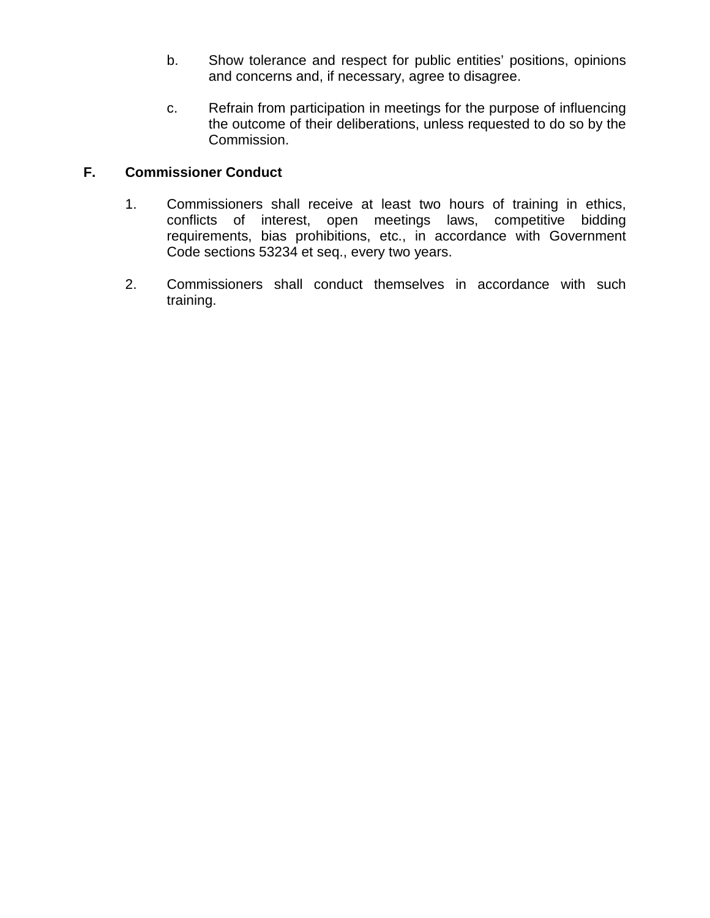b. Show tolerance and respect for public entities' positions, opinions and concerns and, if necessary, agree to disagree.

c. Refrain from participation in meetings for the purpose of influencing the outcome of their deliberations, unless requested to do so by the Commission.

## F. Commissioner Conduct

1. Commissioners shall receive at least two hours of training in ethics, conflicts of interest, open meetings laws, competitive bidding requirements, bias prohibitions, etc., in accordance with Government Code sections 53234 et seq., every two years.

2. Commissioners shall conduct themselves in accordance with such training.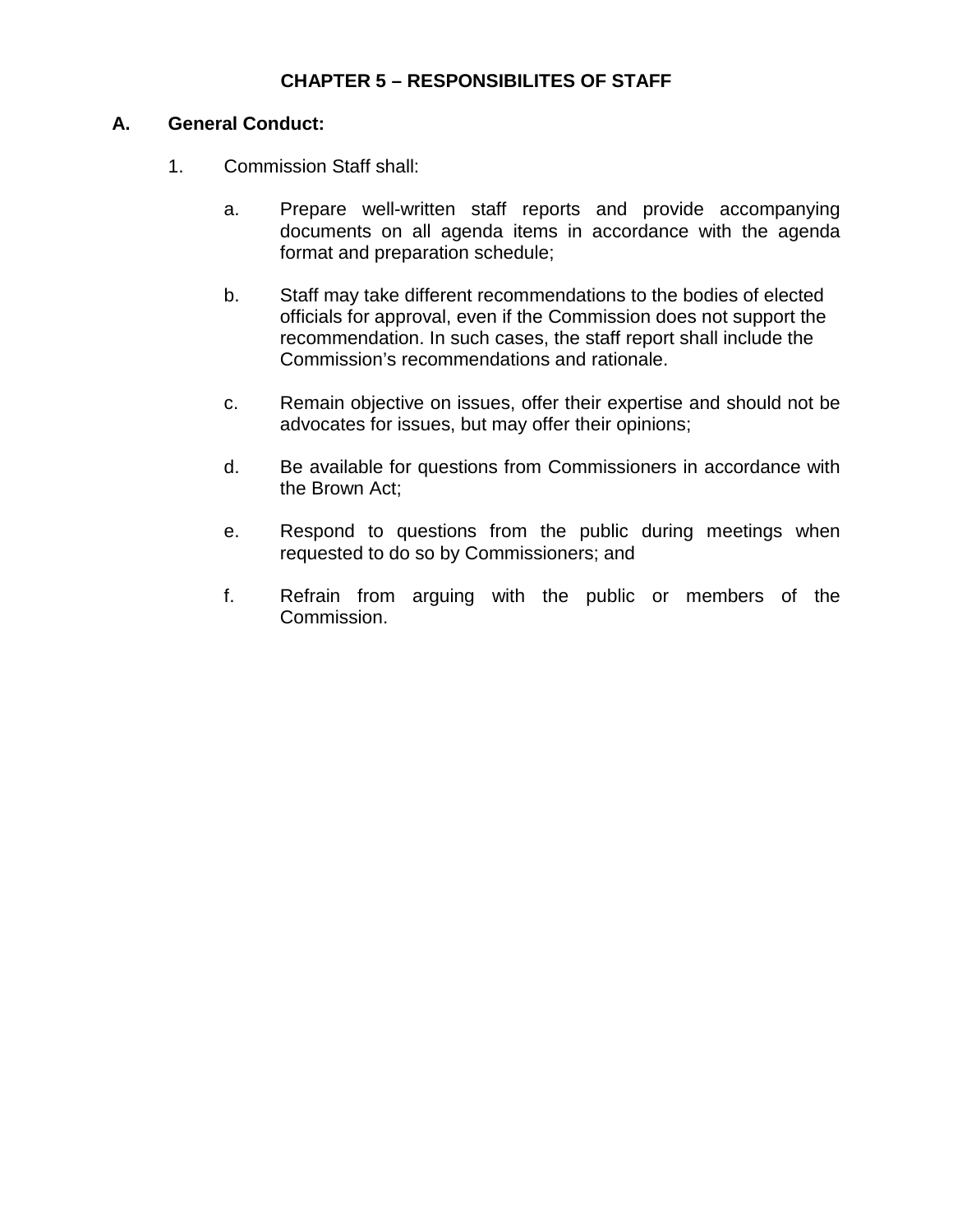# CHAPTER 5 – RESPONSIBILITES OF STAFF

## A. General Conduct:

1. Commission Staff shall:

   a. Prepare well-written staff reports and provide accompanying documents on all agenda items in accordance with the agenda format and preparation schedule;

   b. Staff may take different recommendations to the bodies of elected officials for approval, even if the Commission does not support the recommendation. In such cases, the staff report shall include the Commission's recommendations and rationale.

   c. Remain objective on issues, offer their expertise and should not be advocates for issues, but may offer their opinions;

   d. Be available for questions from Commissioners in accordance with the Brown Act;

   e. Respond to questions from the public during meetings when requested to do so by Commissioners; and

   f. Refrain from arguing with the public or members of the Commission.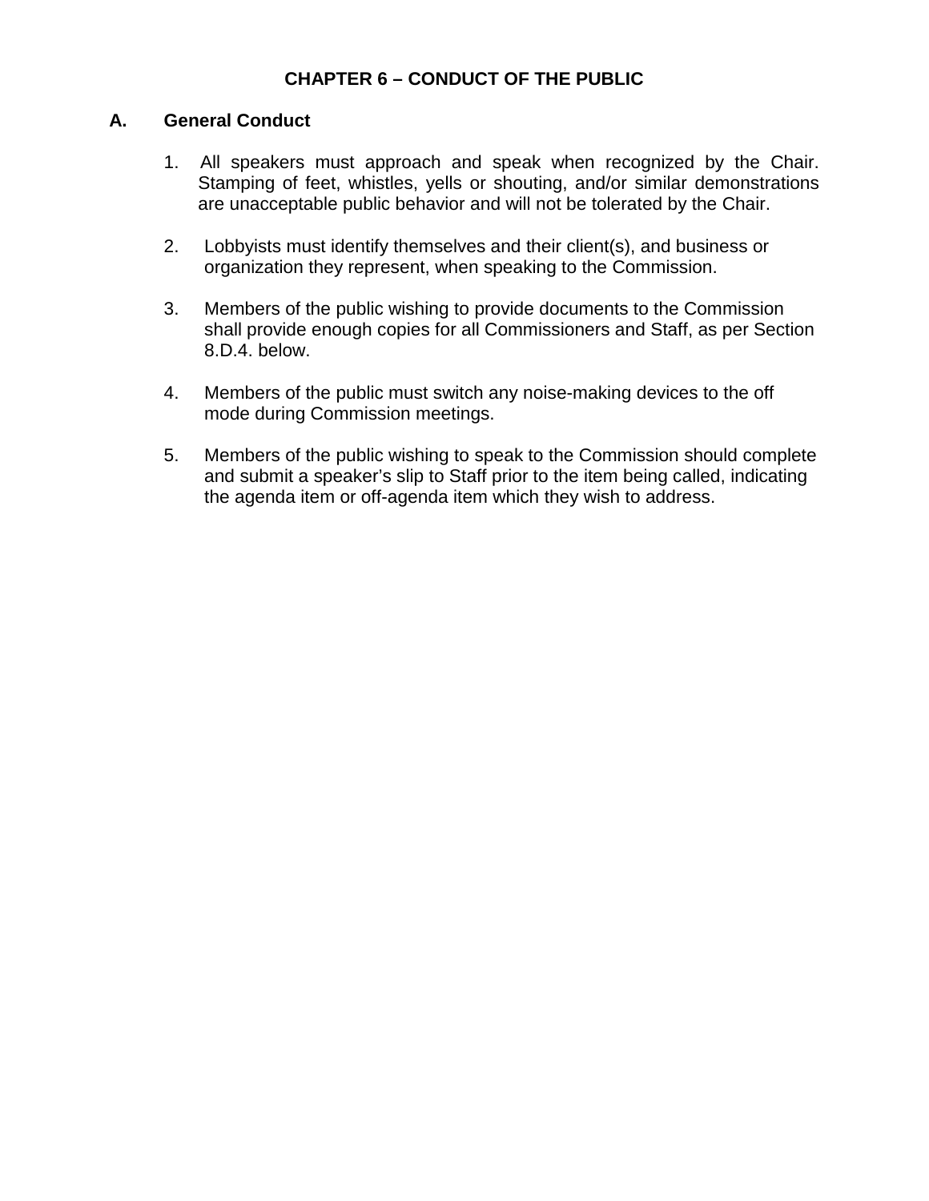## CHAPTER 6 – CONDUCT OF THE PUBLIC

### A. General Conduct

1. All speakers must approach and speak when recognized by the Chair. Stamping of feet, whistles, yells or shouting, and/or similar demonstrations are unacceptable public behavior and will not be tolerated by the Chair.

2. Lobbyists must identify themselves and their client(s), and business or organization they represent, when speaking to the Commission.

3. Members of the public wishing to provide documents to the Commission shall provide enough copies for all Commissioners and Staff, as per Section 8.D.4. below.

4. Members of the public must switch any noise-making devices to the off mode during Commission meetings.

5. Members of the public wishing to speak to the Commission should complete and submit a speaker's slip to Staff prior to the item being called, indicating the agenda item or off-agenda item which they wish to address.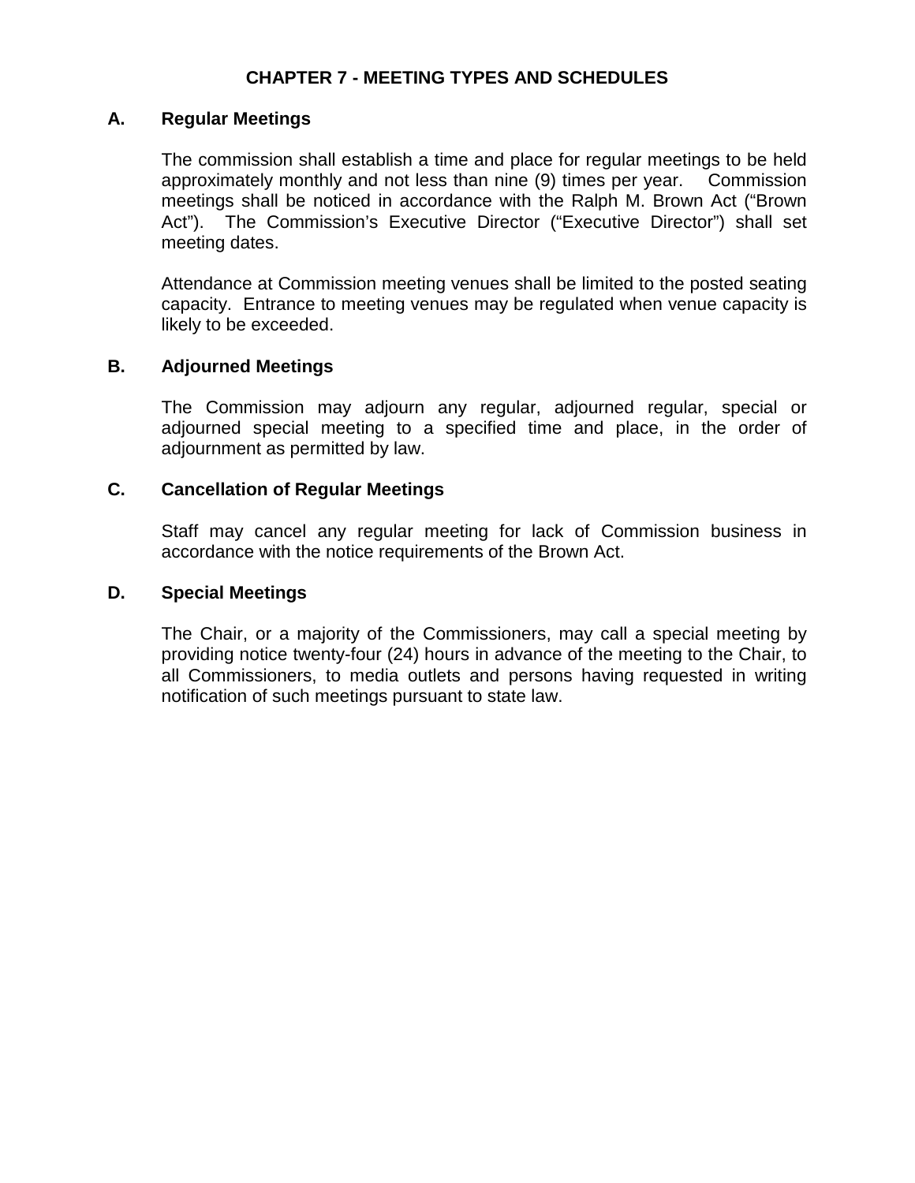# CHAPTER 7 - MEETING TYPES AND SCHEDULES

## A. Regular Meetings

The commission shall establish a time and place for regular meetings to be held approximately monthly and not less than nine (9) times per year. Commission meetings shall be noticed in accordance with the Ralph M. Brown Act ("Brown Act"). The Commission's Executive Director ("Executive Director") shall set meeting dates.

Attendance at Commission meeting venues shall be limited to the posted seating capacity. Entrance to meeting venues may be regulated when venue capacity is likely to be exceeded.

## B. Adjourned Meetings

The Commission may adjourn any regular, adjourned regular, special or adjourned special meeting to a specified time and place, in the order of adjournment as permitted by law.

## C. Cancellation of Regular Meetings

Staff may cancel any regular meeting for lack of Commission business in accordance with the notice requirements of the Brown Act.

## D. Special Meetings

The Chair, or a majority of the Commissioners, may call a special meeting by providing notice twenty-four (24) hours in advance of the meeting to the Chair, to all Commissioners, to media outlets and persons having requested in writing notification of such meetings pursuant to state law.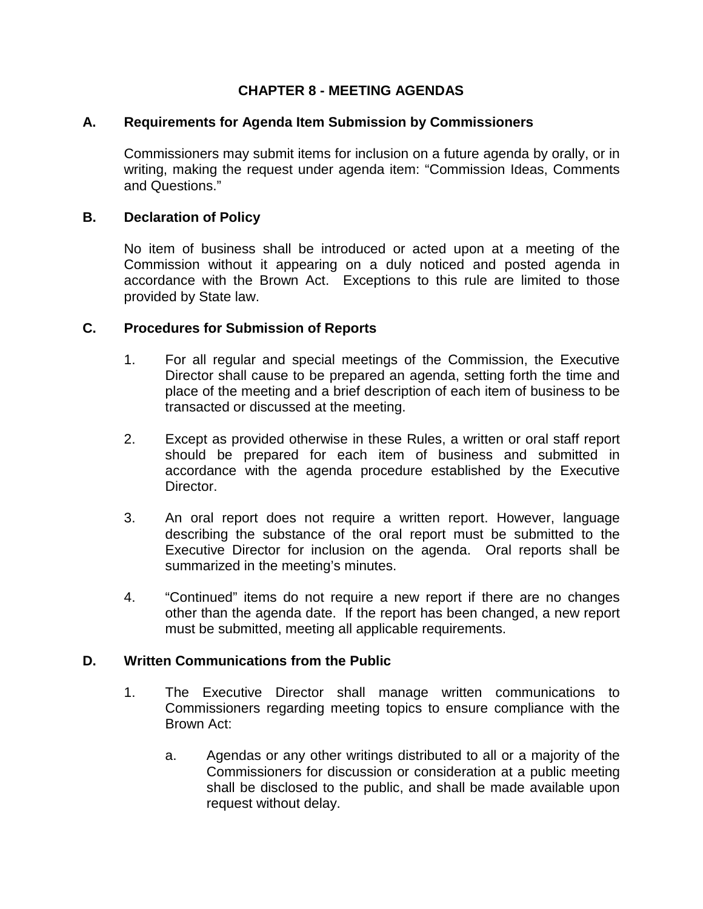# CHAPTER 8 - MEETING AGENDAS

## A. Requirements for Agenda Item Submission by Commissioners

Commissioners may submit items for inclusion on a future agenda by orally, or in writing, making the request under agenda item: "Commission Ideas, Comments and Questions."

## B. Declaration of Policy

No item of business shall be introduced or acted upon at a meeting of the Commission without it appearing on a duly noticed and posted agenda in accordance with the Brown Act. Exceptions to this rule are limited to those provided by State law.

## C. Procedures for Submission of Reports

1. For all regular and special meetings of the Commission, the Executive Director shall cause to be prepared an agenda, setting forth the time and place of the meeting and a brief description of each item of business to be transacted or discussed at the meeting.

2. Except as provided otherwise in these Rules, a written or oral staff report should be prepared for each item of business and submitted in accordance with the agenda procedure established by the Executive Director.

3. An oral report does not require a written report. However, language describing the substance of the oral report must be submitted to the Executive Director for inclusion on the agenda. Oral reports shall be summarized in the meeting's minutes.

4. "Continued" items do not require a new report if there are no changes other than the agenda date. If the report has been changed, a new report must be submitted, meeting all applicable requirements.

## D. Written Communications from the Public

1. The Executive Director shall manage written communications to Commissioners regarding meeting topics to ensure compliance with the Brown Act:

   a. Agendas or any other writings distributed to all or a majority of the Commissioners for discussion or consideration at a public meeting shall be disclosed to the public, and shall be made available upon request without delay.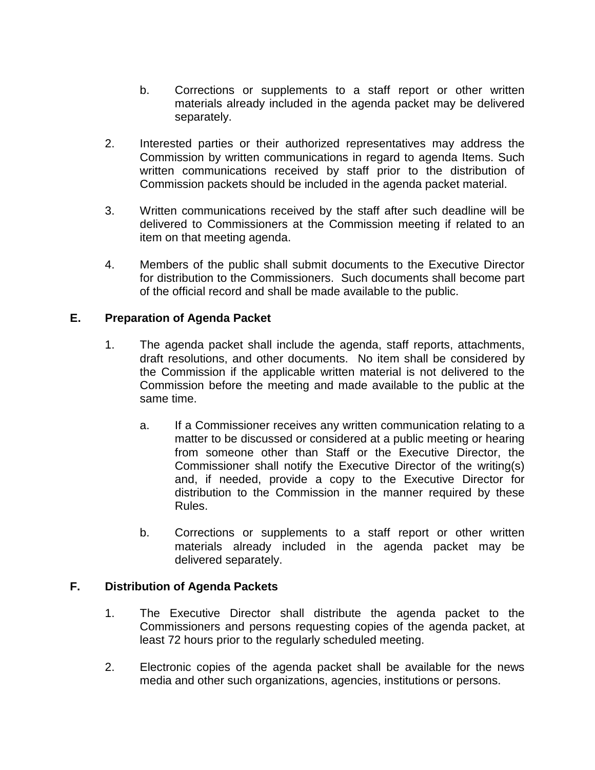b. Corrections or supplements to a staff report or other written materials already included in the agenda packet may be delivered separately.

2. Interested parties or their authorized representatives may address the Commission by written communications in regard to agenda Items. Such written communications received by staff prior to the distribution of Commission packets should be included in the agenda packet material.

3. Written communications received by the staff after such deadline will be delivered to Commissioners at the Commission meeting if related to an item on that meeting agenda.

4. Members of the public shall submit documents to the Executive Director for distribution to the Commissioners. Such documents shall become part of the official record and shall be made available to the public.

**E. Preparation of Agenda Packet**

1. The agenda packet shall include the agenda, staff reports, attachments, draft resolutions, and other documents. No item shall be considered by the Commission if the applicable written material is not delivered to the Commission before the meeting and made available to the public at the same time.

   a. If a Commissioner receives any written communication relating to a matter to be discussed or considered at a public meeting or hearing from someone other than Staff or the Executive Director, the Commissioner shall notify the Executive Director of the writing(s) and, if needed, provide a copy to the Executive Director for distribution to the Commission in the manner required by these Rules.

   b. Corrections or supplements to a staff report or other written materials already included in the agenda packet may be delivered separately.

**F. Distribution of Agenda Packets**

1. The Executive Director shall distribute the agenda packet to the Commissioners and persons requesting copies of the agenda packet, at least 72 hours prior to the regularly scheduled meeting.

2. Electronic copies of the agenda packet shall be available for the news media and other such organizations, agencies, institutions or persons.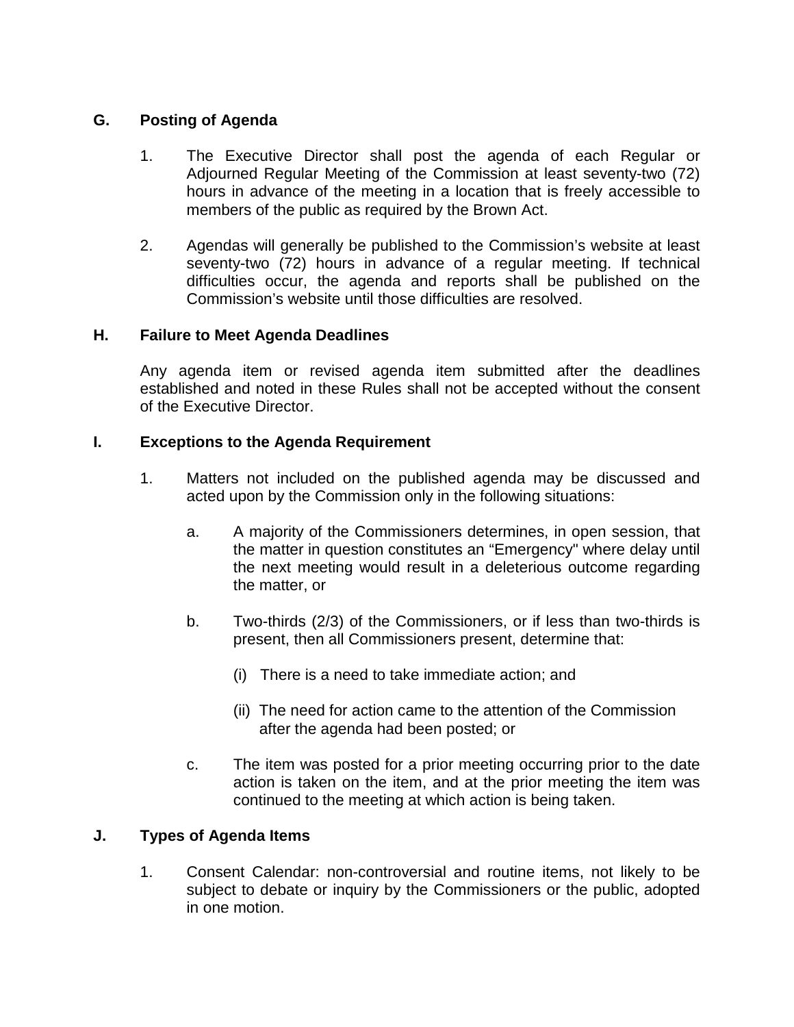## G. Posting of Agenda

1. The Executive Director shall post the agenda of each Regular or Adjourned Regular Meeting of the Commission at least seventy-two (72) hours in advance of the meeting in a location that is freely accessible to members of the public as required by the Brown Act.

2. Agendas will generally be published to the Commission's website at least seventy-two (72) hours in advance of a regular meeting. If technical difficulties occur, the agenda and reports shall be published on the Commission's website until those difficulties are resolved.

## H. Failure to Meet Agenda Deadlines

Any agenda item or revised agenda item submitted after the deadlines established and noted in these Rules shall not be accepted without the consent of the Executive Director.

## I. Exceptions to the Agenda Requirement

1. Matters not included on the published agenda may be discussed and acted upon by the Commission only in the following situations:

   a. A majority of the Commissioners determines, in open session, that the matter in question constitutes an "Emergency" where delay until the next meeting would result in a deleterious outcome regarding the matter, or

   b. Two-thirds (2/3) of the Commissioners, or if less than two-thirds is present, then all Commissioners present, determine that:

      (i) There is a need to take immediate action; and

      (ii) The need for action came to the attention of the Commission after the agenda had been posted; or

   c. The item was posted for a prior meeting occurring prior to the date action is taken on the item, and at the prior meeting the item was continued to the meeting at which action is being taken.

## J. Types of Agenda Items

1. Consent Calendar: non-controversial and routine items, not likely to be subject to debate or inquiry by the Commissioners or the public, adopted in one motion.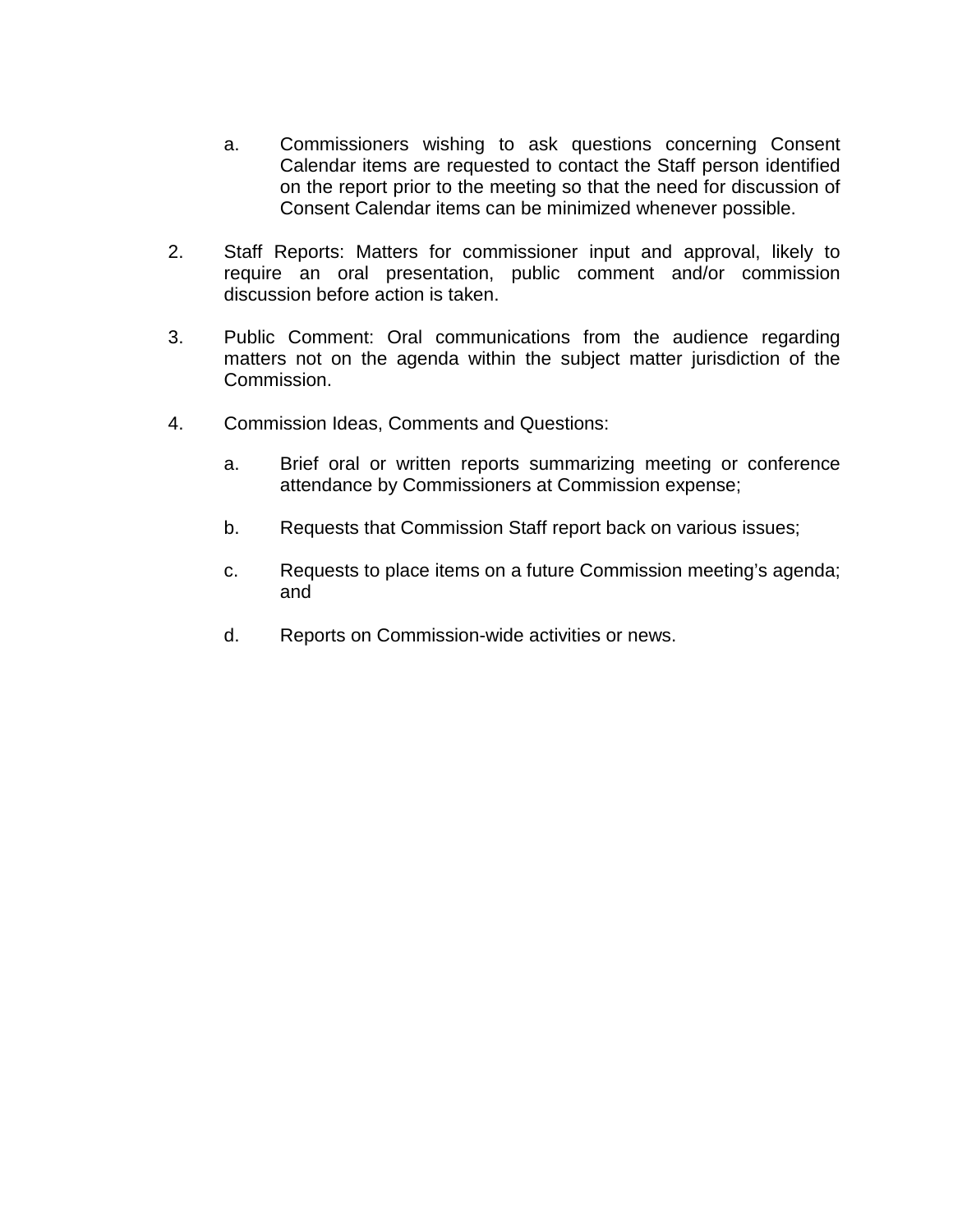a. Commissioners wishing to ask questions concerning Consent Calendar items are requested to contact the Staff person identified on the report prior to the meeting so that the need for discussion of Consent Calendar items can be minimized whenever possible.

2. Staff Reports: Matters for commissioner input and approval, likely to require an oral presentation, public comment and/or commission discussion before action is taken.

3. Public Comment: Oral communications from the audience regarding matters not on the agenda within the subject matter jurisdiction of the Commission.

4. Commission Ideas, Comments and Questions:

   a. Brief oral or written reports summarizing meeting or conference attendance by Commissioners at Commission expense;

   b. Requests that Commission Staff report back on various issues;

   c. Requests to place items on a future Commission meeting's agenda; and

   d. Reports on Commission-wide activities or news.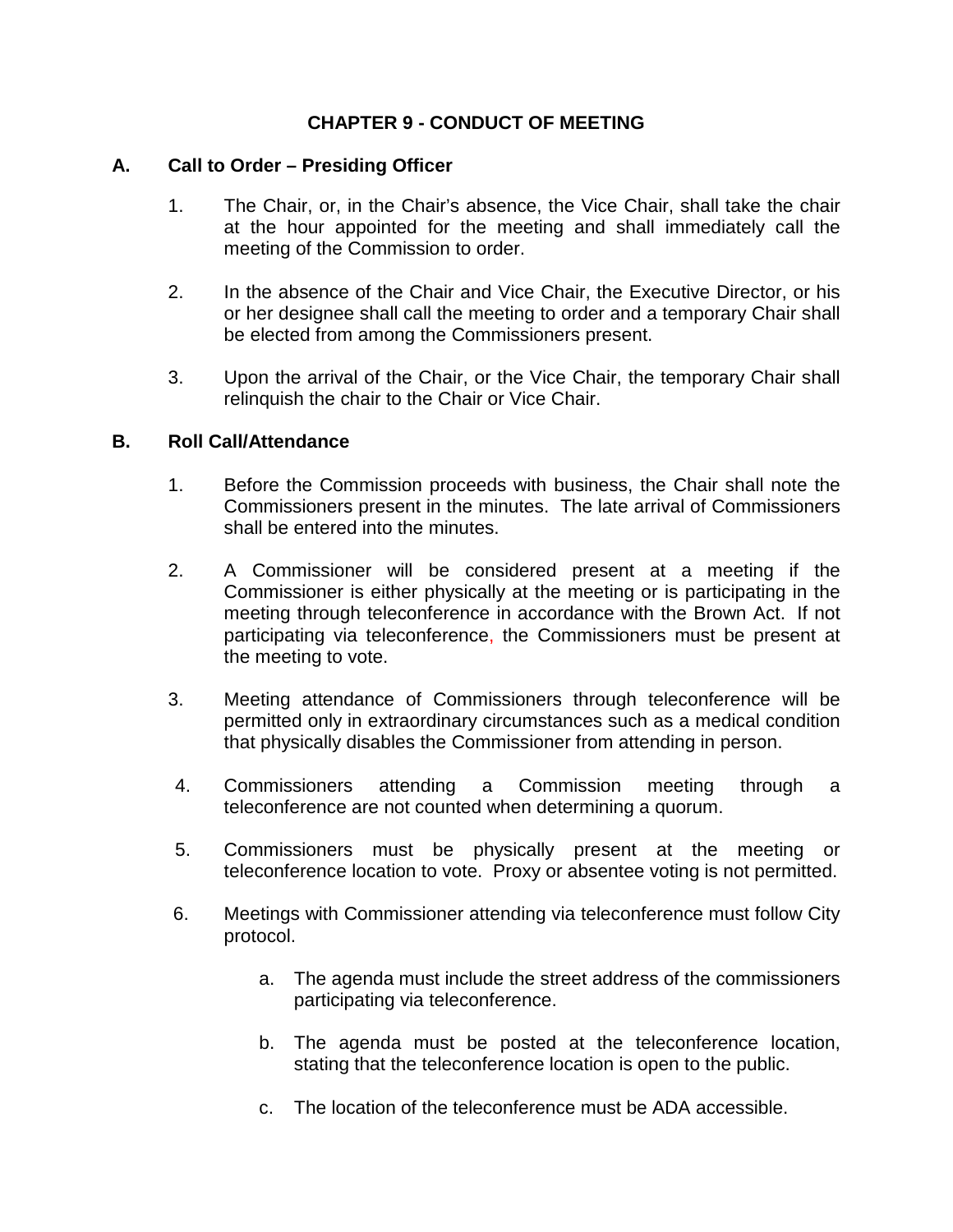# CHAPTER 9 - CONDUCT OF MEETING

## A. Call to Order – Presiding Officer

1. The Chair, or, in the Chair's absence, the Vice Chair, shall take the chair at the hour appointed for the meeting and shall immediately call the meeting of the Commission to order.

2. In the absence of the Chair and Vice Chair, the Executive Director, or his or her designee shall call the meeting to order and a temporary Chair shall be elected from among the Commissioners present.

3. Upon the arrival of the Chair, or the Vice Chair, the temporary Chair shall relinquish the chair to the Chair or Vice Chair.

## B. Roll Call/Attendance

1. Before the Commission proceeds with business, the Chair shall note the Commissioners present in the minutes. The late arrival of Commissioners shall be entered into the minutes.

2. A Commissioner will be considered present at a meeting if the Commissioner is either physically at the meeting or is participating in the meeting through teleconference in accordance with the Brown Act. If not participating via teleconference, the Commissioners must be present at the meeting to vote.

3. Meeting attendance of Commissioners through teleconference will be permitted only in extraordinary circumstances such as a medical condition that physically disables the Commissioner from attending in person.

4. Commissioners attending a Commission meeting through a teleconference are not counted when determining a quorum.

5. Commissioners must be physically present at the meeting or teleconference location to vote. Proxy or absentee voting is not permitted.

6. Meetings with Commissioner attending via teleconference must follow City protocol.

   a. The agenda must include the street address of the commissioners participating via teleconference.

   b. The agenda must be posted at the teleconference location, stating that the teleconference location is open to the public.

   c. The location of the teleconference must be ADA accessible.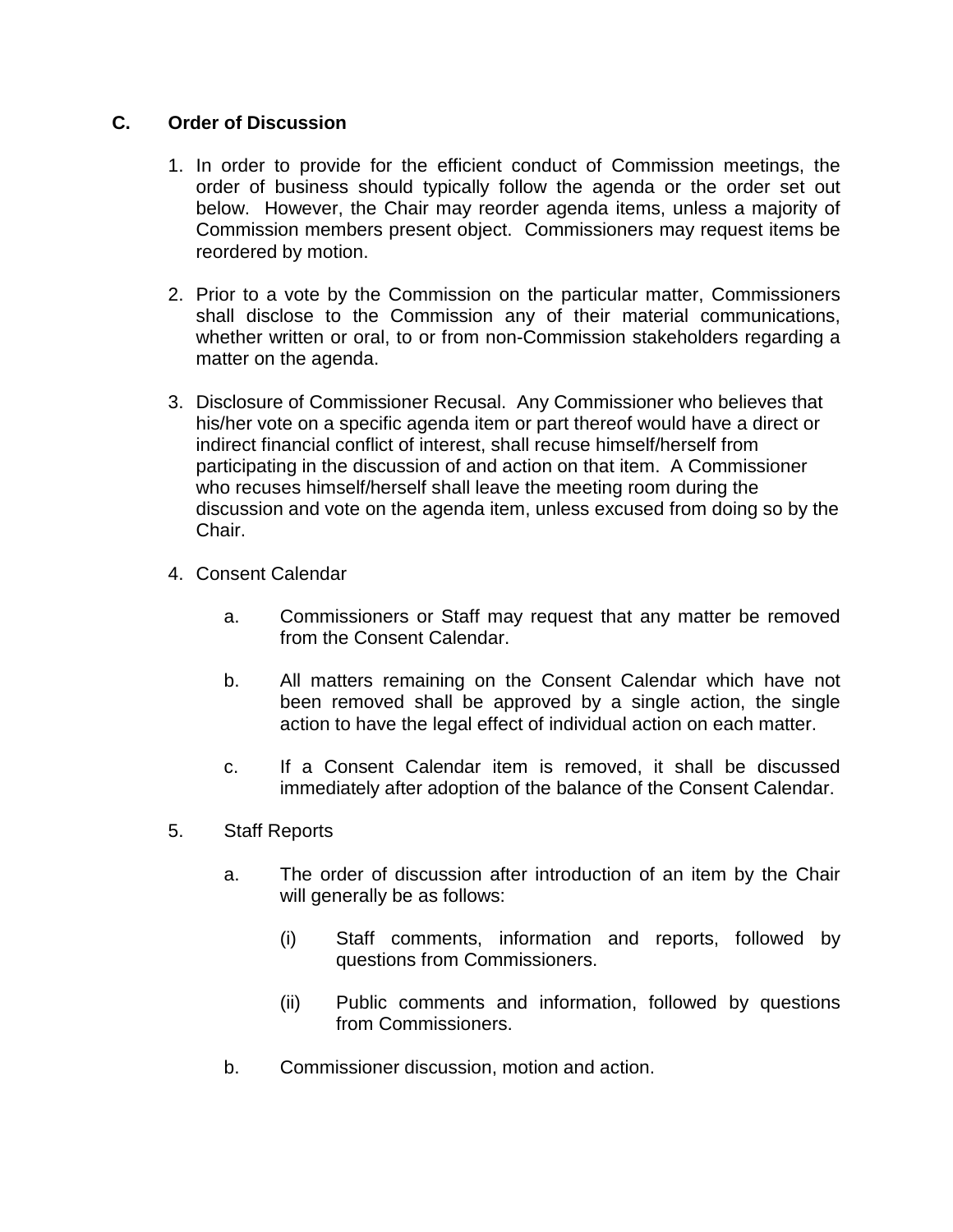### C. Order of Discussion

1. In order to provide for the efficient conduct of Commission meetings, the order of business should typically follow the agenda or the order set out below. However, the Chair may reorder agenda items, unless a majority of Commission members present object. Commissioners may request items be reordered by motion.

2. Prior to a vote by the Commission on the particular matter, Commissioners shall disclose to the Commission any of their material communications, whether written or oral, to or from non-Commission stakeholders regarding a matter on the agenda.

3. Disclosure of Commissioner Recusal. Any Commissioner who believes that his/her vote on a specific agenda item or part thereof would have a direct or indirect financial conflict of interest, shall recuse himself/herself from participating in the discussion of and action on that item. A Commissioner who recuses himself/herself shall leave the meeting room during the discussion and vote on the agenda item, unless excused from doing so by the Chair.

4. Consent Calendar

   a. Commissioners or Staff may request that any matter be removed from the Consent Calendar.

   b. All matters remaining on the Consent Calendar which have not been removed shall be approved by a single action, the single action to have the legal effect of individual action on each matter.

   c. If a Consent Calendar item is removed, it shall be discussed immediately after adoption of the balance of the Consent Calendar.

5. Staff Reports

   a. The order of discussion after introduction of an item by the Chair will generally be as follows:

      (i) Staff comments, information and reports, followed by questions from Commissioners.

      (ii) Public comments and information, followed by questions from Commissioners.

   b. Commissioner discussion, motion and action.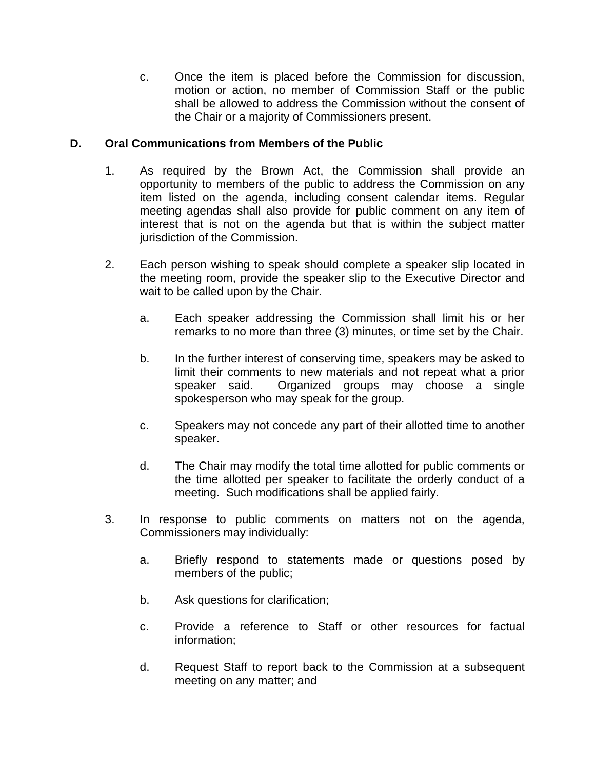c. Once the item is placed before the Commission for discussion, motion or action, no member of Commission Staff or the public shall be allowed to address the Commission without the consent of the Chair or a majority of Commissioners present.

**D. Oral Communications from Members of the Public**

1. As required by the Brown Act, the Commission shall provide an opportunity to members of the public to address the Commission on any item listed on the agenda, including consent calendar items. Regular meeting agendas shall also provide for public comment on any item of interest that is not on the agenda but that is within the subject matter jurisdiction of the Commission.

2. Each person wishing to speak should complete a speaker slip located in the meeting room, provide the speaker slip to the Executive Director and wait to be called upon by the Chair.

   a. Each speaker addressing the Commission shall limit his or her remarks to no more than three (3) minutes, or time set by the Chair.

   b. In the further interest of conserving time, speakers may be asked to limit their comments to new materials and not repeat what a prior speaker said. Organized groups may choose a single spokesperson who may speak for the group.

   c. Speakers may not concede any part of their allotted time to another speaker.

   d. The Chair may modify the total time allotted for public comments or the time allotted per speaker to facilitate the orderly conduct of a meeting. Such modifications shall be applied fairly.

3. In response to public comments on matters not on the agenda, Commissioners may individually:

   a. Briefly respond to statements made or questions posed by members of the public;

   b. Ask questions for clarification;

   c. Provide a reference to Staff or other resources for factual information;

   d. Request Staff to report back to the Commission at a subsequent meeting on any matter; and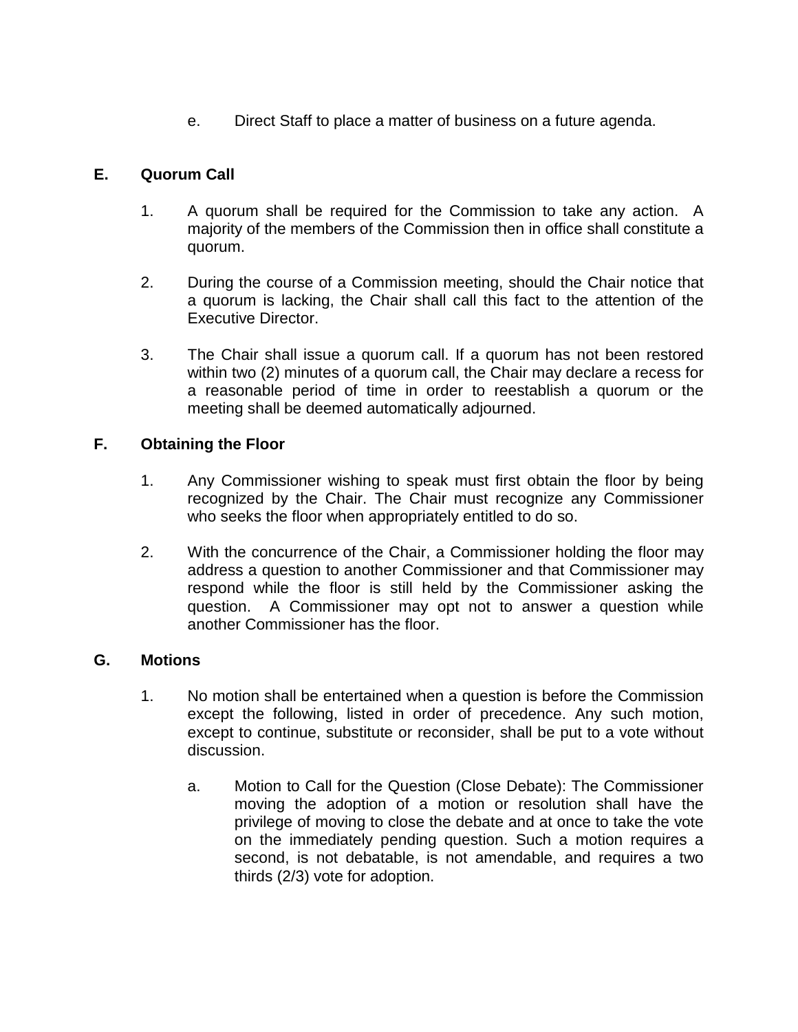e. Direct Staff to place a matter of business on a future agenda.

## E. Quorum Call

1. A quorum shall be required for the Commission to take any action. A majority of the members of the Commission then in office shall constitute a quorum.

2. During the course of a Commission meeting, should the Chair notice that a quorum is lacking, the Chair shall call this fact to the attention of the Executive Director.

3. The Chair shall issue a quorum call. If a quorum has not been restored within two (2) minutes of a quorum call, the Chair may declare a recess for a reasonable period of time in order to reestablish a quorum or the meeting shall be deemed automatically adjourned.

## F. Obtaining the Floor

1. Any Commissioner wishing to speak must first obtain the floor by being recognized by the Chair. The Chair must recognize any Commissioner who seeks the floor when appropriately entitled to do so.

2. With the concurrence of the Chair, a Commissioner holding the floor may address a question to another Commissioner and that Commissioner may respond while the floor is still held by the Commissioner asking the question. A Commissioner may opt not to answer a question while another Commissioner has the floor.

## G. Motions

1. No motion shall be entertained when a question is before the Commission except the following, listed in order of precedence. Any such motion, except to continue, substitute or reconsider, shall be put to a vote without discussion.

   a. Motion to Call for the Question (Close Debate): The Commissioner moving the adoption of a motion or resolution shall have the privilege of moving to close the debate and at once to take the vote on the immediately pending question. Such a motion requires a second, is not debatable, is not amendable, and requires a two thirds (2/3) vote for adoption.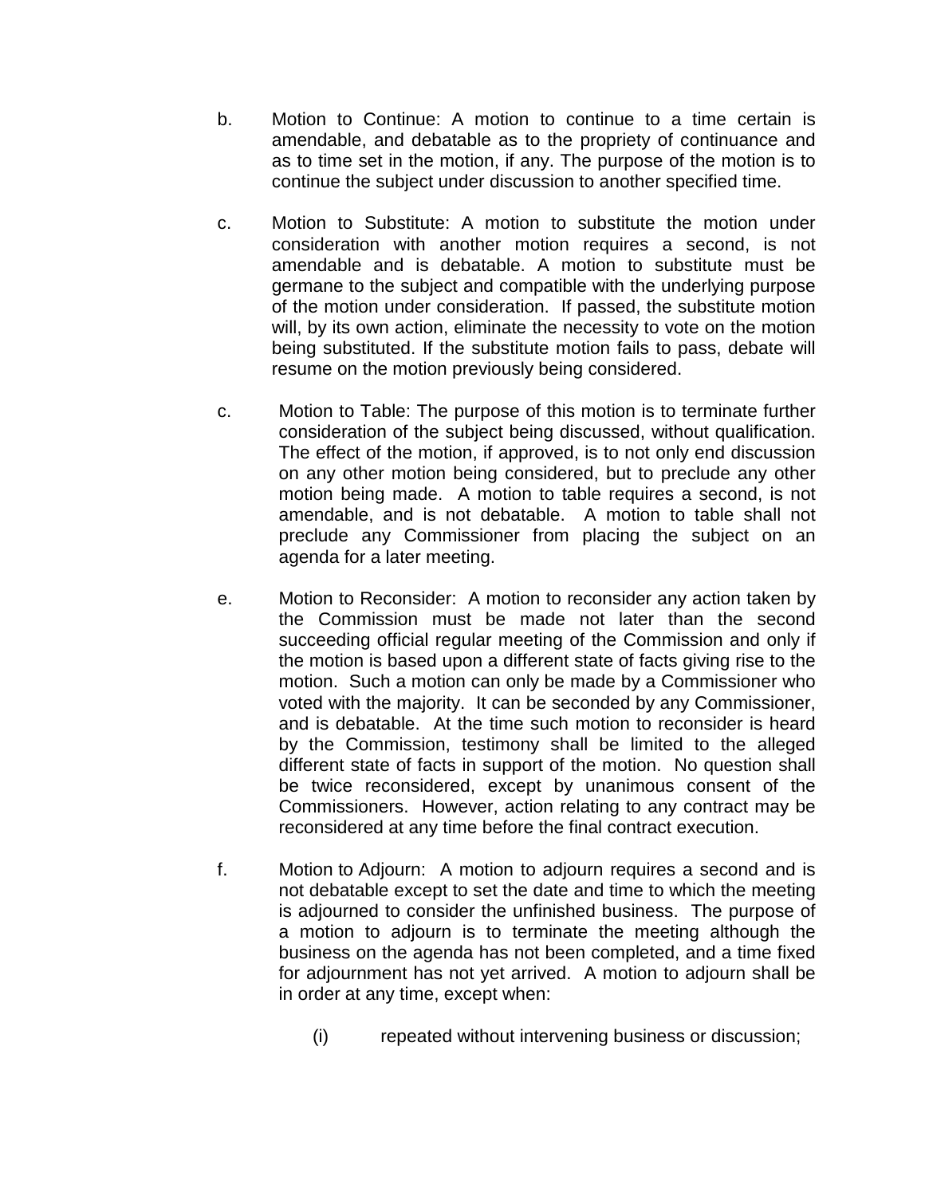b. Motion to Continue: A motion to continue to a time certain is amendable, and debatable as to the propriety of continuance and as to time set in the motion, if any. The purpose of the motion is to continue the subject under discussion to another specified time.

c. Motion to Substitute: A motion to substitute the motion under consideration with another motion requires a second, is not amendable and is debatable. A motion to substitute must be germane to the subject and compatible with the underlying purpose of the motion under consideration. If passed, the substitute motion will, by its own action, eliminate the necessity to vote on the motion being substituted. If the substitute motion fails to pass, debate will resume on the motion previously being considered.

c. Motion to Table: The purpose of this motion is to terminate further consideration of the subject being discussed, without qualification. The effect of the motion, if approved, is to not only end discussion on any other motion being considered, but to preclude any other motion being made. A motion to table requires a second, is not amendable, and is not debatable. A motion to table shall not preclude any Commissioner from placing the subject on an agenda for a later meeting.

e. Motion to Reconsider: A motion to reconsider any action taken by the Commission must be made not later than the second succeeding official regular meeting of the Commission and only if the motion is based upon a different state of facts giving rise to the motion. Such a motion can only be made by a Commissioner who voted with the majority. It can be seconded by any Commissioner, and is debatable. At the time such motion to reconsider is heard by the Commission, testimony shall be limited to the alleged different state of facts in support of the motion. No question shall be twice reconsidered, except by unanimous consent of the Commissioners. However, action relating to any contract may be reconsidered at any time before the final contract execution.

f. Motion to Adjourn: A motion to adjourn requires a second and is not debatable except to set the date and time to which the meeting is adjourned to consider the unfinished business. The purpose of a motion to adjourn is to terminate the meeting although the business on the agenda has not been completed, and a time fixed for adjournment has not yet arrived. A motion to adjourn shall be in order at any time, except when:

   (i) repeated without intervening business or discussion;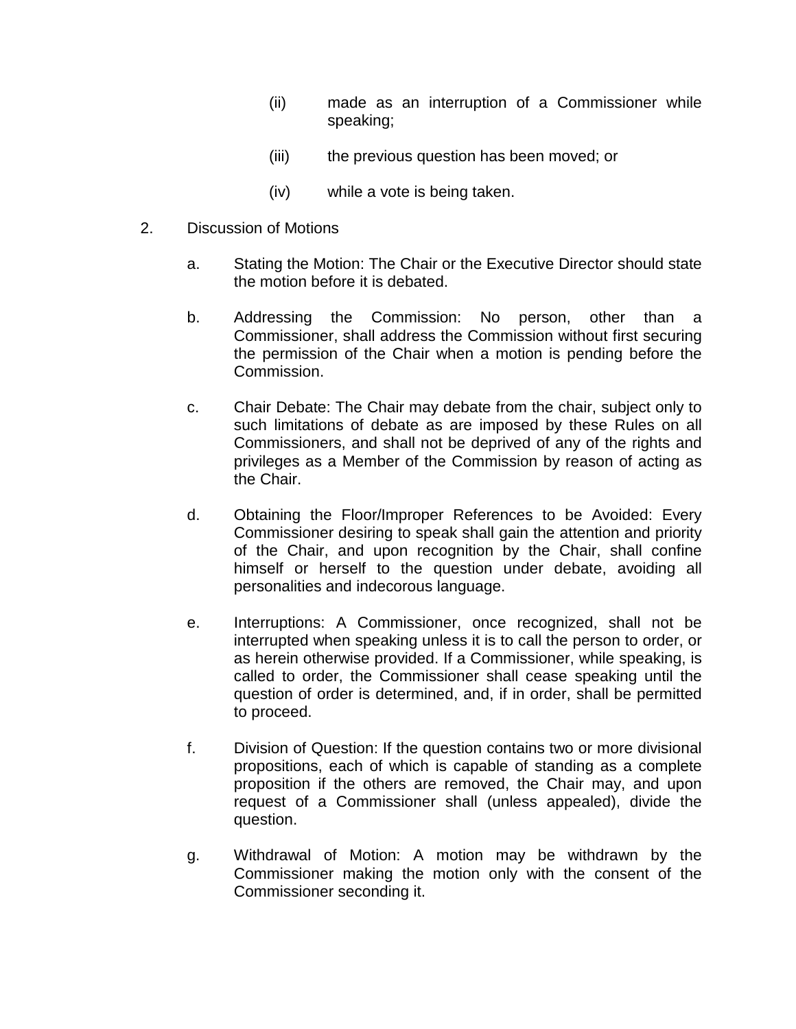(ii) made as an interruption of a Commissioner while speaking;

(iii) the previous question has been moved; or

(iv) while a vote is being taken.

2. Discussion of Motions

   a. Stating the Motion: The Chair or the Executive Director should state the motion before it is debated.

   b. Addressing the Commission: No person, other than a Commissioner, shall address the Commission without first securing the permission of the Chair when a motion is pending before the Commission.

   c. Chair Debate: The Chair may debate from the chair, subject only to such limitations of debate as are imposed by these Rules on all Commissioners, and shall not be deprived of any of the rights and privileges as a Member of the Commission by reason of acting as the Chair.

   d. Obtaining the Floor/Improper References to be Avoided: Every Commissioner desiring to speak shall gain the attention and priority of the Chair, and upon recognition by the Chair, shall confine himself or herself to the question under debate, avoiding all personalities and indecorous language.

   e. Interruptions: A Commissioner, once recognized, shall not be interrupted when speaking unless it is to call the person to order, or as herein otherwise provided. If a Commissioner, while speaking, is called to order, the Commissioner shall cease speaking until the question of order is determined, and, if in order, shall be permitted to proceed.

   f. Division of Question: If the question contains two or more divisional propositions, each of which is capable of standing as a complete proposition if the others are removed, the Chair may, and upon request of a Commissioner shall (unless appealed), divide the question.

   g. Withdrawal of Motion: A motion may be withdrawn by the Commissioner making the motion only with the consent of the Commissioner seconding it.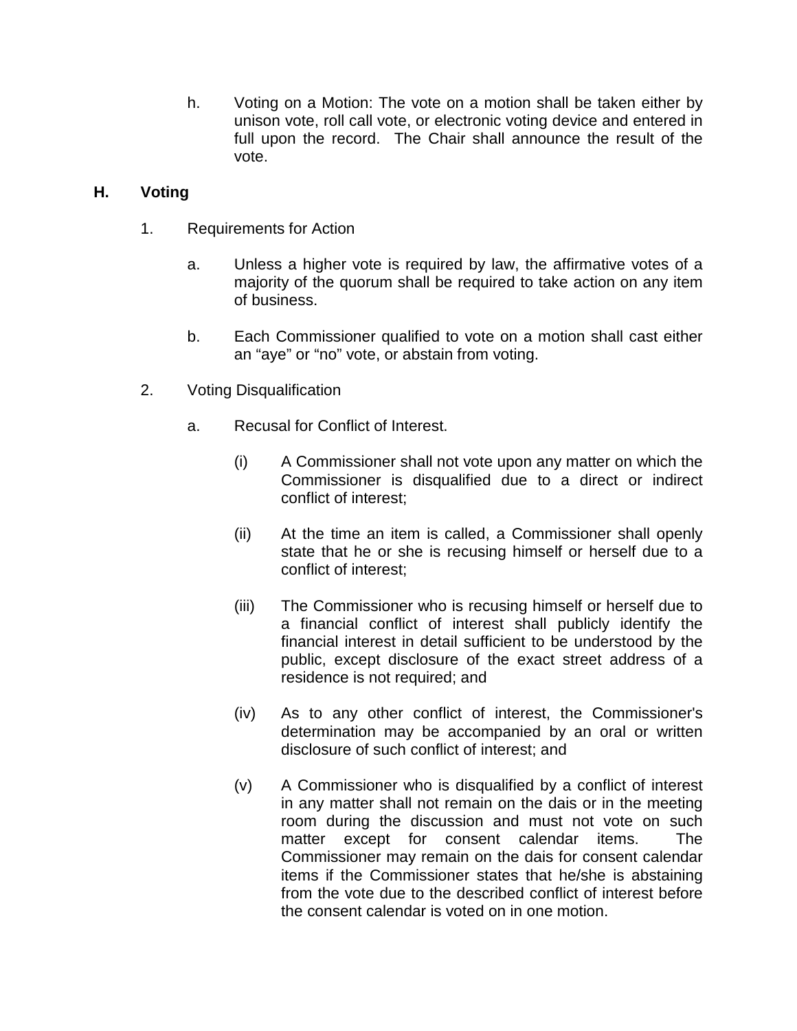h. Voting on a Motion: The vote on a motion shall be taken either by unison vote, roll call vote, or electronic voting device and entered in full upon the record. The Chair shall announce the result of the vote.

## H. Voting

1. Requirements for Action

   a. Unless a higher vote is required by law, the affirmative votes of a majority of the quorum shall be required to take action on any item of business.

   b. Each Commissioner qualified to vote on a motion shall cast either an "aye" or "no" vote, or abstain from voting.

2. Voting Disqualification

   a. Recusal for Conflict of Interest.

      (i) A Commissioner shall not vote upon any matter on which the Commissioner is disqualified due to a direct or indirect conflict of interest;

      (ii) At the time an item is called, a Commissioner shall openly state that he or she is recusing himself or herself due to a conflict of interest;

      (iii) The Commissioner who is recusing himself or herself due to a financial conflict of interest shall publicly identify the financial interest in detail sufficient to be understood by the public, except disclosure of the exact street address of a residence is not required; and

      (iv) As to any other conflict of interest, the Commissioner's determination may be accompanied by an oral or written disclosure of such conflict of interest; and

      (v) A Commissioner who is disqualified by a conflict of interest in any matter shall not remain on the dais or in the meeting room during the discussion and must not vote on such matter except for consent calendar items. The Commissioner may remain on the dais for consent calendar items if the Commissioner states that he/she is abstaining from the vote due to the described conflict of interest before the consent calendar is voted on in one motion.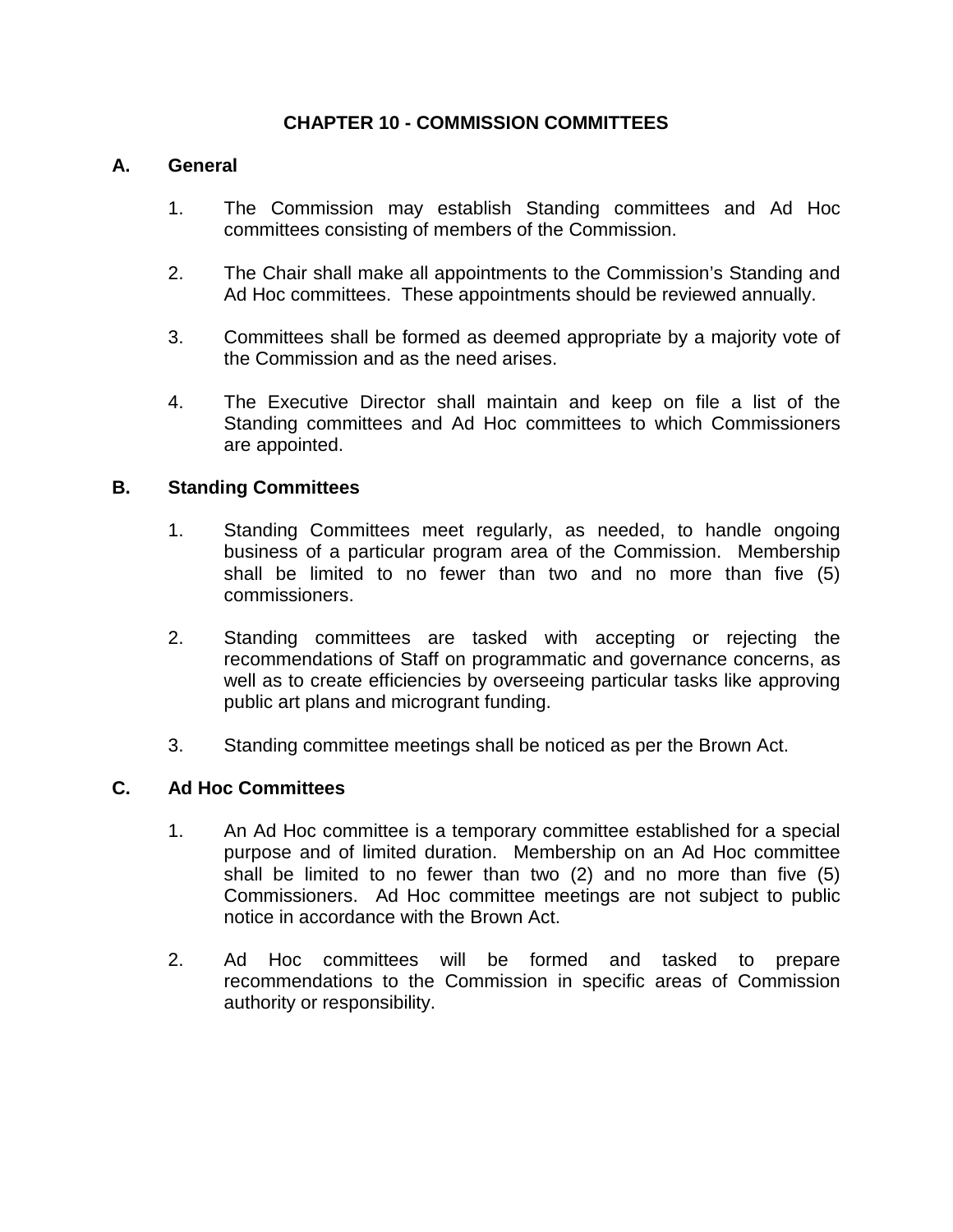# CHAPTER 10 - COMMISSION COMMITTEES

## A. General

1. The Commission may establish Standing committees and Ad Hoc committees consisting of members of the Commission.

2. The Chair shall make all appointments to the Commission's Standing and Ad Hoc committees. These appointments should be reviewed annually.

3. Committees shall be formed as deemed appropriate by a majority vote of the Commission and as the need arises.

4. The Executive Director shall maintain and keep on file a list of the Standing committees and Ad Hoc committees to which Commissioners are appointed.

## B. Standing Committees

1. Standing Committees meet regularly, as needed, to handle ongoing business of a particular program area of the Commission. Membership shall be limited to no fewer than two and no more than five (5) commissioners.

2. Standing committees are tasked with accepting or rejecting the recommendations of Staff on programmatic and governance concerns, as well as to create efficiencies by overseeing particular tasks like approving public art plans and microgrant funding.

3. Standing committee meetings shall be noticed as per the Brown Act.

## C. Ad Hoc Committees

1. An Ad Hoc committee is a temporary committee established for a special purpose and of limited duration. Membership on an Ad Hoc committee shall be limited to no fewer than two (2) and no more than five (5) Commissioners. Ad Hoc committee meetings are not subject to public notice in accordance with the Brown Act.

2. Ad Hoc committees will be formed and tasked to prepare recommendations to the Commission in specific areas of Commission authority or responsibility.